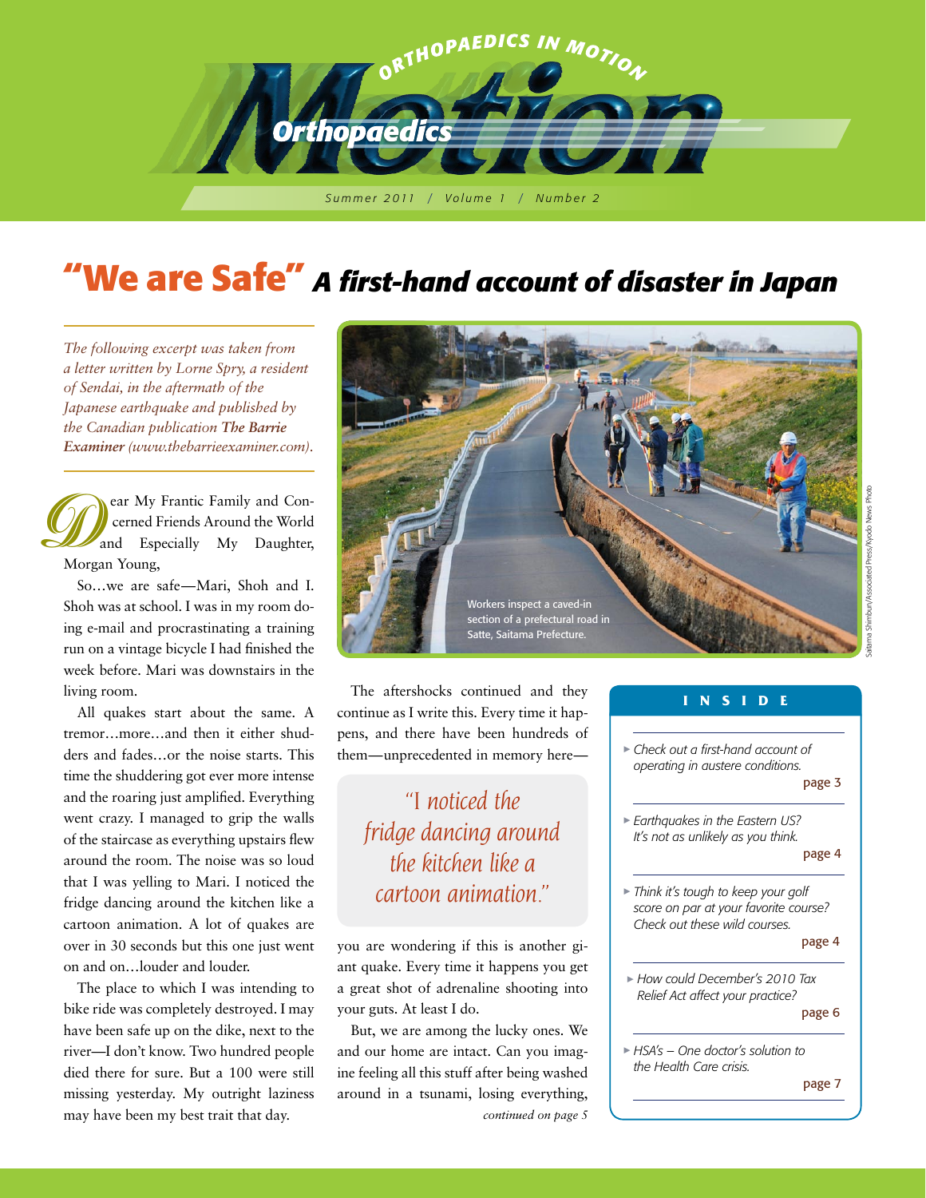# Orthopaedics in Motion

Summer 2011 / Volume 1 / Number 2

## "We are Safe" *A first-hand account of disaster in Japan*

*The following excerpt was taken from a letter written by Lorne Spry, a resident of Sendai, in the aftermath of the Japanese earthquake and published by the Canadian publication **The Barrie Examiner** (www.thebarrieexaminer.com).*

Dear My Frantic Family and Concerned Friends Around the World and Especially My Daughter, Morgan Young,

So…we are safe—Mari, Shoh and I. Shoh was at school. I was in my room doing e-mail and procrastinating a training run on a vintage bicycle I had finished the week before. Mari was downstairs in the living room.

All quakes start about the same. A tremor…more…and then it either shudders and fades…or the noise starts. This time the shuddering got ever more intense and the roaring just amplified. Everything went crazy. I managed to grip the walls of the staircase as everything upstairs flew around the room. The noise was so loud that I was yelling to Mari. I noticed the fridge dancing around the kitchen like a cartoon animation. A lot of quakes are over in 30 seconds but this one just went on and on…louder and louder.

The place to which I was intending to bike ride was completely destroyed. I may have been safe up on the dike, next to the river—I don't know. Two hundred people died there for sure. But a 100 were still missing yesterday. My outright laziness may have been my best trait that day.

Workers inspect a caved-in section of a prefectural road in Satte, Saitama Prefecture.

Saitama Shimbun/Associated Press/Kyodo News Photo

The aftershocks continued and they continue as I write this. Every time it happens, and there have been hundreds of them—unprecedented in memory here—

> "I noticed the fridge dancing around the kitchen like a cartoon animation."

you are wondering if this is another giant quake. Every time it happens you get a great shot of adrenaline shooting into your guts. At least I do.

But, we are among the lucky ones. We and our home are intact. Can you imagine feeling all this stuff after being washed around in a tsunami, losing everything,

*continued on page 5*

### INSIDE

- *Check out a first-hand account of operating in austere conditions.* — page 3
- *Earthquakes in the Eastern US? It's not as unlikely as you think.* — page 4
- *Think it's tough to keep your golf score on par at your favorite course? Check out these wild courses.* — page 4
- *How could December's 2010 Tax Relief Act affect your practice?* — page 6
- *HSA's – One doctor's solution to the Health Care crisis.* — page 7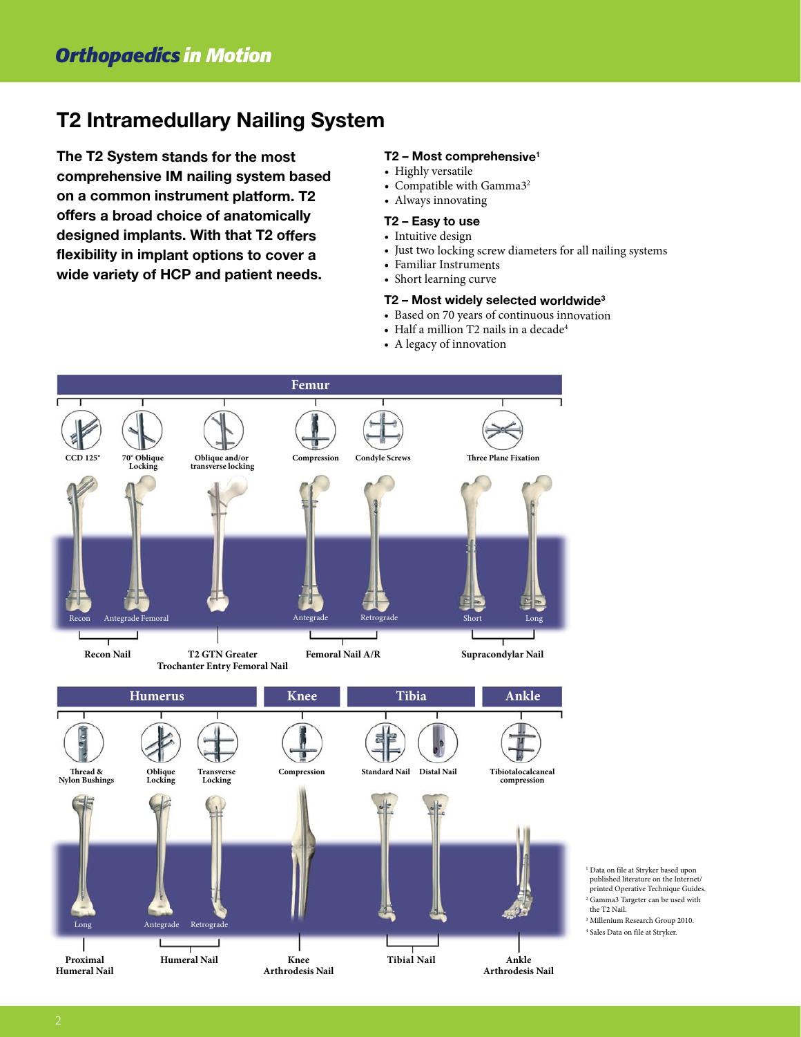## T2 Intramedullary Nailing System

**The T2 System stands for the most comprehensive IM nailing system based on a common instrument platform. T2 offers a broad choice of anatomically designed implants. With that T2 offers flexibility in implant options to cover a wide variety of HCP and patient needs.**

**T2 – Most comprehensive[1]**

- Highly versatile
- Compatible with Gamma3[2]
- Always innovating

**T2 – Easy to use**

- Intuitive design
- Just two locking screw diameters for all nailing systems
- Familiar Instruments
- Short learning curve

**T2 – Most widely selected worldwide[3]**

- Based on 70 years of continuous innovation
- Half a million T2 nails in a decade[4]
- A legacy of innovation

**Femur**

CCD 125° | 70° Oblique Locking | Oblique and/or transverse locking | Compression | Condyle Screws | Three Plane Fixation

Recon | Antegrade Femoral | Antegrade | Retrograde | Short | Long

**Recon Nail** | **T2 GTN Greater Trochanter Entry Femoral Nail** | **Femoral Nail A/R** | **Supracondylar Nail**

**Humerus** | **Knee** | **Tibia** | **Ankle**

Thread & Nylon Bushings | Oblique Locking | Transverse Locking | Compression | Standard Nail | Distal Nail | Tibiotalocalcaneal compression

Long | Antegrade | Retrograde

**Proximal Humeral Nail** | **Humeral Nail** | **Knee Arthrodesis Nail** | **Tibial Nail** | **Ankle Arthrodesis Nail**

[1] Data on file at Stryker based upon published literature on the Internet/printed Operative Technique Guides.
[2] Gamma3 Targeter can be used with the T2 Nail.
[3] Millenium Research Group 2010.
[4] Sales Data on file at Stryker.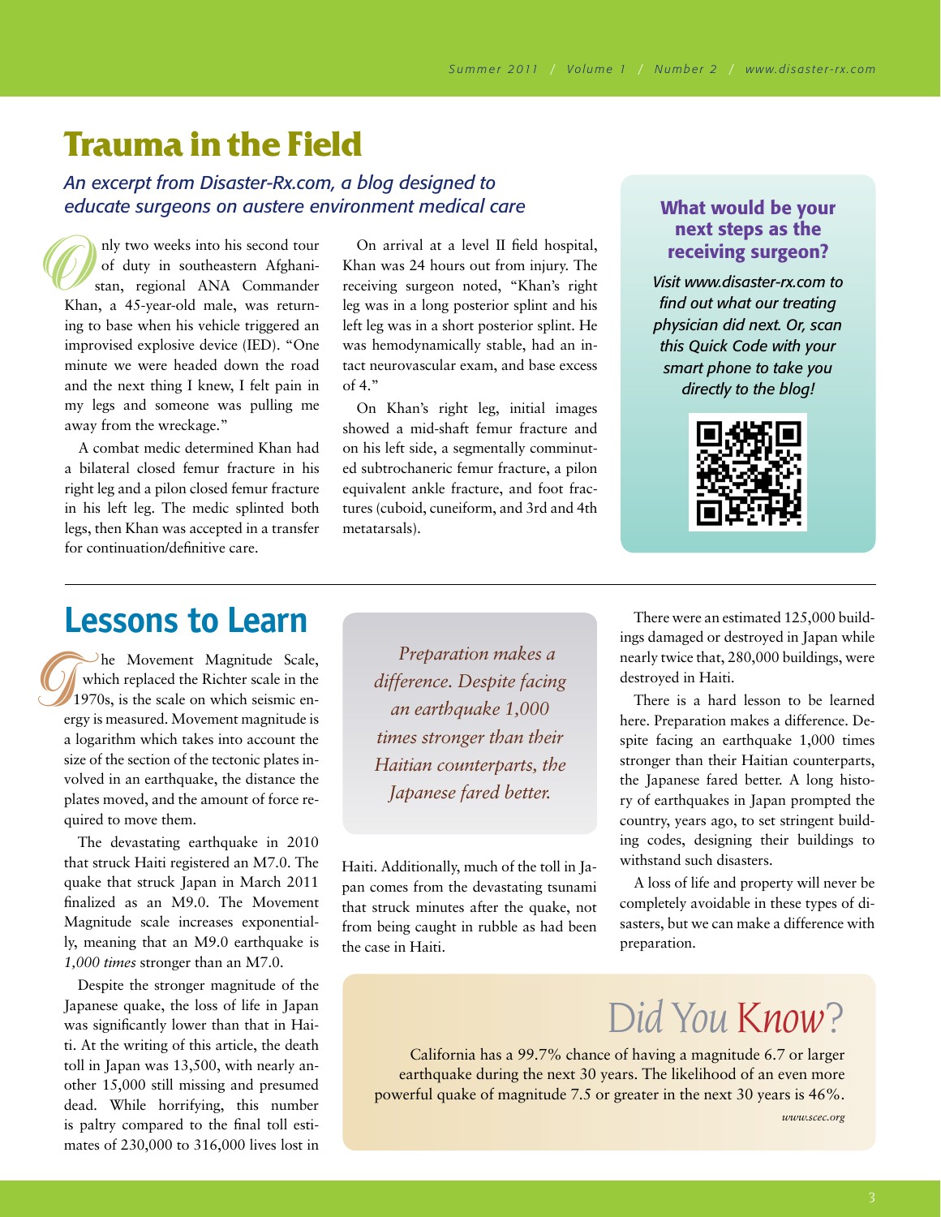# Trauma in the Field

*An excerpt from Disaster-Rx.com, a blog designed to educate surgeons on austere environment medical care*

Only two weeks into his second tour of duty in southeastern Afghanistan, regional ANA Commander Khan, a 45-year-old male, was returning to base when his vehicle triggered an improvised explosive device (IED). "One minute we were headed down the road and the next thing I knew, I felt pain in my legs and someone was pulling me away from the wreckage."

A combat medic determined Khan had a bilateral closed femur fracture in his right leg and a pilon closed femur fracture in his left leg. The medic splinted both legs, then Khan was accepted in a transfer for continuation/definitive care.

On arrival at a level II field hospital, Khan was 24 hours out from injury. The receiving surgeon noted, "Khan's right leg was in a long posterior splint and his left leg was in a short posterior splint. He was hemodynamically stable, had an intact neurovascular exam, and base excess of 4."

On Khan's right leg, initial images showed a mid-shaft femur fracture and on his left side, a segmentally comminuted subtrochaneric femur fracture, a pilon equivalent ankle fracture, and foot fractures (cuboid, cuneiform, and 3rd and 4th metatarsals).

### What would be your next steps as the receiving surgeon?

*Visit www.disaster-rx.com to find out what our treating physician did next. Or, scan this Quick Code with your smart phone to take you directly to the blog!*

# Lessons to Learn

The Movement Magnitude Scale, which replaced the Richter scale in the 1970s, is the scale on which seismic energy is measured. Movement magnitude is a logarithm which takes into account the size of the section of the tectonic plates involved in an earthquake, the distance the plates moved, and the amount of force required to move them.

The devastating earthquake in 2010 that struck Haiti registered an M7.0. The quake that struck Japan in March 2011 finalized as an M9.0. The Movement Magnitude scale increases exponentially, meaning that an M9.0 earthquake is *1,000 times* stronger than an M7.0.

Despite the stronger magnitude of the Japanese quake, the loss of life in Japan was significantly lower than that in Haiti. At the writing of this article, the death toll in Japan was 13,500, with nearly another 15,000 still missing and presumed dead. While horrifying, this number is paltry compared to the final toll estimates of 230,000 to 316,000 lives lost in Haiti. Additionally, much of the toll in Japan comes from the devastating tsunami that struck minutes after the quake, not from being caught in rubble as had been the case in Haiti.

> *Preparation makes a difference. Despite facing an earthquake 1,000 times stronger than their Haitian counterparts, the Japanese fared better.*

There were an estimated 125,000 buildings damaged or destroyed in Japan while nearly twice that, 280,000 buildings, were destroyed in Haiti.

There is a hard lesson to be learned here. Preparation makes a difference. Despite facing an earthquake 1,000 times stronger than their Haitian counterparts, the Japanese fared better. A long history of earthquakes in Japan prompted the country, years ago, to set stringent building codes, designing their buildings to withstand such disasters.

A loss of life and property will never be completely avoidable in these types of disasters, but we can make a difference with preparation.

## Did You Know?

California has a 99.7% chance of having a magnitude 6.7 or larger earthquake during the next 30 years. The likelihood of an even more powerful quake of magnitude 7.5 or greater in the next 30 years is 46%.

*www.scec.org*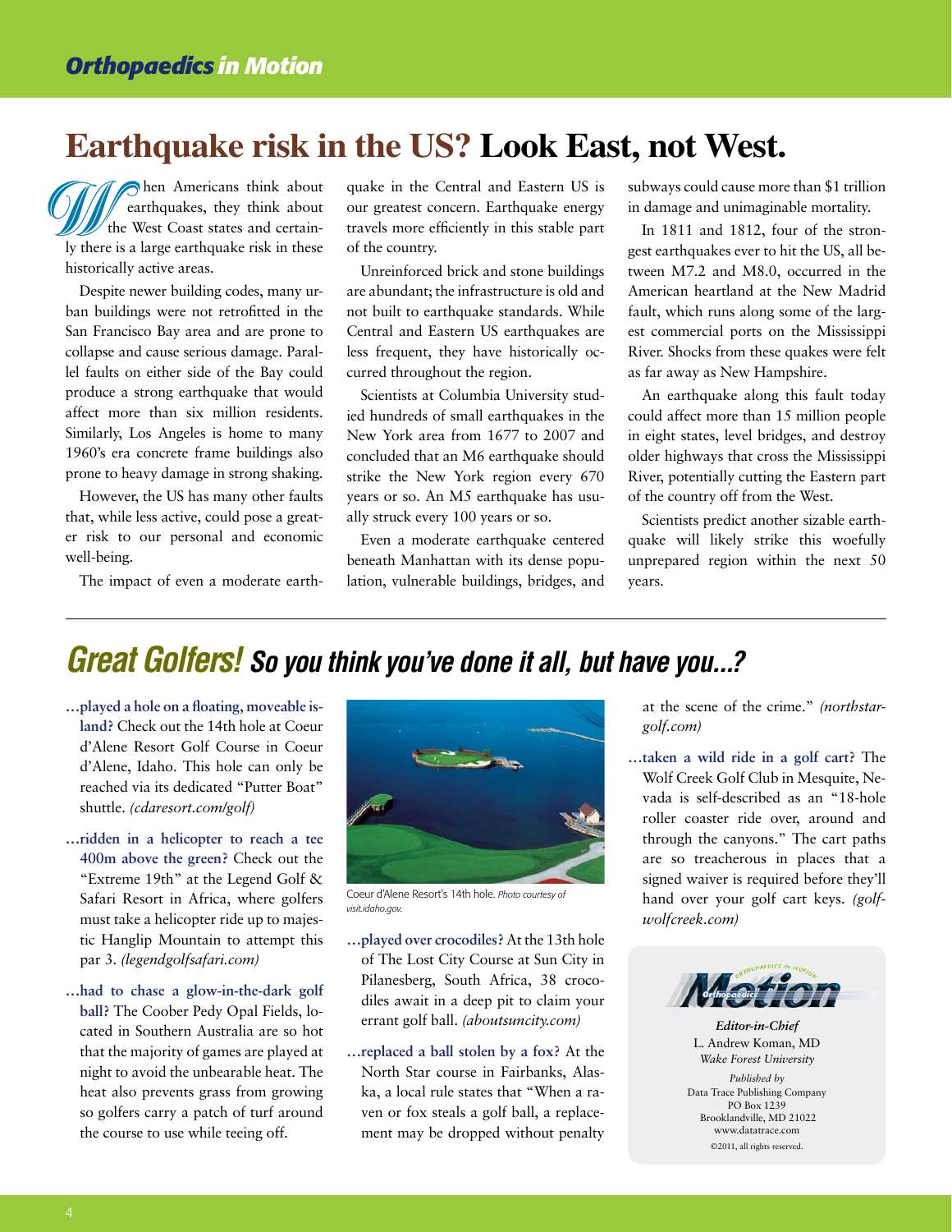# Earthquake risk in the US? Look East, not West.

When Americans think about earthquakes, they think about the West Coast states and certainly there is a large earthquake risk in these historically active areas.

Despite newer building codes, many urban buildings were not retrofitted in the San Francisco Bay area and are prone to collapse and cause serious damage. Parallel faults on either side of the Bay could produce a strong earthquake that would affect more than six million residents. Similarly, Los Angeles is home to many 1960's era concrete frame buildings also prone to heavy damage in strong shaking.

However, the US has many other faults that, while less active, could pose a greater risk to our personal and economic well-being.

The impact of even a moderate earthquake in the Central and Eastern US is our greatest concern. Earthquake energy travels more efficiently in this stable part of the country.

Unreinforced brick and stone buildings are abundant; the infrastructure is old and not built to earthquake standards. While Central and Eastern US earthquakes are less frequent, they have historically occurred throughout the region.

Scientists at Columbia University studied hundreds of small earthquakes in the New York area from 1677 to 2007 and concluded that an M6 earthquake should strike the New York region every 670 years or so. An M5 earthquake has usually struck every 100 years or so.

Even a moderate earthquake centered beneath Manhattan with its dense population, vulnerable buildings, bridges, and subways could cause more than $1 trillion in damage and unimaginable mortality.

In 1811 and 1812, four of the strongest earthquakes ever to hit the US, all between M7.2 and M8.0, occurred in the American heartland at the New Madrid fault, which runs along some of the largest commercial ports on the Mississippi River. Shocks from these quakes were felt as far away as New Hampshire.

An earthquake along this fault today could affect more than 15 million people in eight states, level bridges, and destroy older highways that cross the Mississippi River, potentially cutting the Eastern part of the country off from the West.

Scientists predict another sizable earthquake will likely strike this woefully unprepared region within the next 50 years.

# Great Golfers! *So you think you've done it all, but have you...?*

**...played a hole on a floating, moveable island?** Check out the 14th hole at Coeur d'Alene Resort Golf Course in Coeur d'Alene, Idaho. This hole can only be reached via its dedicated "Putter Boat" shuttle. *(cdaresort.com/golf)*

**...ridden in a helicopter to reach a tee 400m above the green?** Check out the "Extreme 19th" at the Legend Golf & Safari Resort in Africa, where golfers must take a helicopter ride up to majestic Hanglip Mountain to attempt this par 3. *(legendgolfsafari.com)*

**...had to chase a glow-in-the-dark golf ball?** The Coober Pedy Opal Fields, located in Southern Australia are so hot that the majority of games are played at night to avoid the unbearable heat. The heat also prevents grass from growing so golfers carry a patch of turf around the course to use while teeing off.

Coeur d'Alene Resort's 14th hole. *Photo courtesy of visit.idaho.gov.*

**...played over crocodiles?** At the 13th hole of The Lost City Course at Sun City in Pilanesberg, South Africa, 38 crocodiles await in a deep pit to claim your errant golf ball. *(aboutsuncity.com)*

**...replaced a ball stolen by a fox?** At the North Star course in Fairbanks, Alaska, a local rule states that "When a raven or fox steals a golf ball, a replacement may be dropped without penalty at the scene of the crime." *(northstargolf.com)*

**...taken a wild ride in a golf cart?** The Wolf Creek Golf Club in Mesquite, Nevada is self-described as an "18-hole roller coaster ride over, around and through the canyons." The cart paths are so treacherous in places that a signed waiver is required before they'll hand over your golf cart keys. *(golfwolfcreek.com)*

Orthopaedics in Motion

***Editor-in-Chief***
L. Andrew Koman, MD
*Wake Forest University*

*Published by*
Data Trace Publishing Company
PO Box 1239
Brooklandville, MD 21022
www.datatrace.com
©2011, all rights reserved.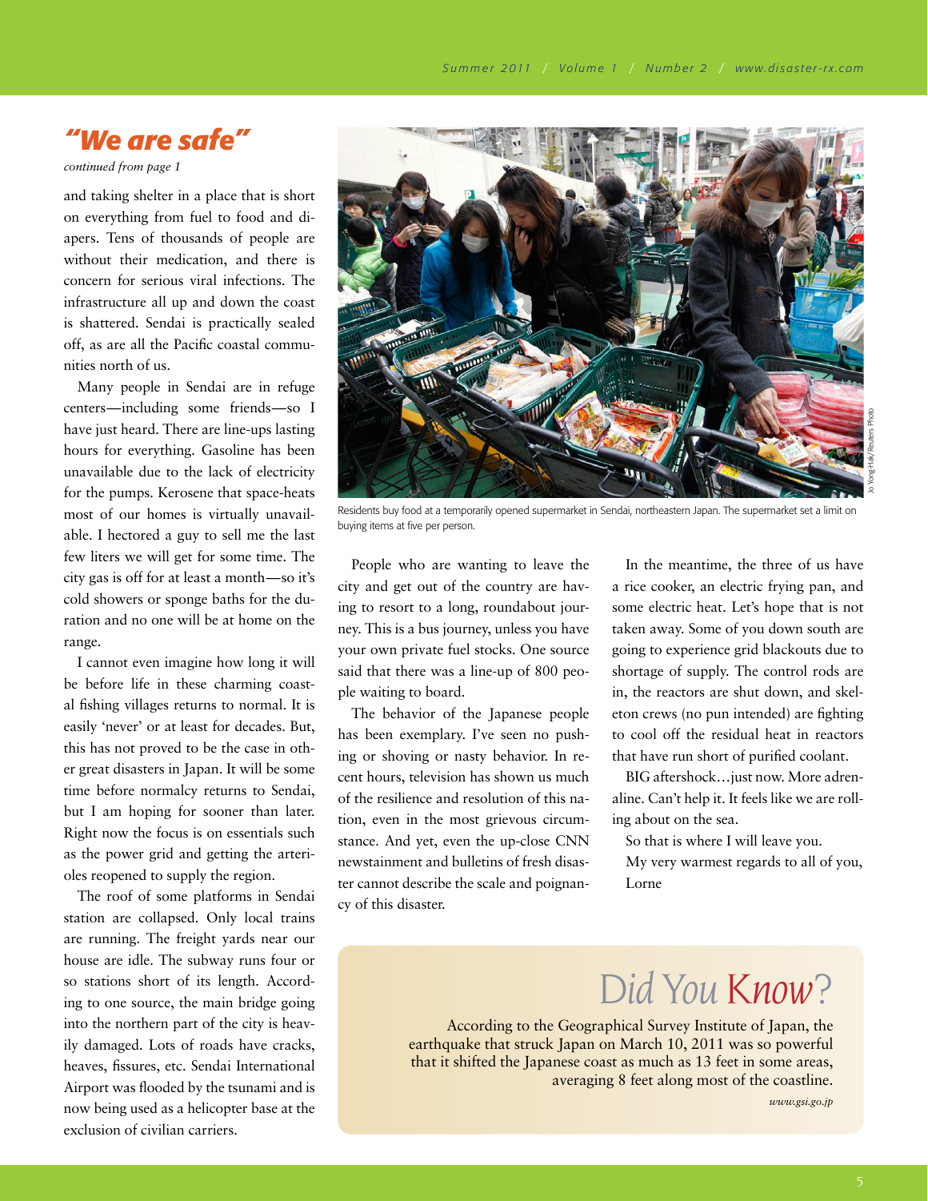## *"We are safe"*

*continued from page 1*

and taking shelter in a place that is short on everything from fuel to food and diapers. Tens of thousands of people are without their medication, and there is concern for serious viral infections. The infrastructure all up and down the coast is shattered. Sendai is practically sealed off, as are all the Pacific coastal communities north of us.

Many people in Sendai are in refuge centers—including some friends—so I have just heard. There are line-ups lasting hours for everything. Gasoline has been unavailable due to the lack of electricity for the pumps. Kerosene that space-heats most of our homes is virtually unavailable. I hectored a guy to sell me the last few liters we will get for some time. The city gas is off for at least a month—so it's cold showers or sponge baths for the duration and no one will be at home on the range.

I cannot even imagine how long it will be before life in these charming coastal fishing villages returns to normal. It is easily 'never' or at least for decades. But, this has not proved to be the case in other great disasters in Japan. It will be some time before normalcy returns to Sendai, but I am hoping for sooner than later. Right now the focus is on essentials such as the power grid and getting the arterioles reopened to supply the region.

The roof of some platforms in Sendai station are collapsed. Only local trains are running. The freight yards near our house are idle. The subway runs four or so stations short of its length. According to one source, the main bridge going into the northern part of the city is heavily damaged. Lots of roads have cracks, heaves, fissures, etc. Sendai International Airport was flooded by the tsunami and is now being used as a helicopter base at the exclusion of civilian carriers.

Jo Yong-Hak/Reuters Photo

Residents buy food at a temporarily opened supermarket in Sendai, northeastern Japan. The supermarket set a limit on buying items at five per person.

People who are wanting to leave the city and get out of the country are having to resort to a long, roundabout journey. This is a bus journey, unless you have your own private fuel stocks. One source said that there was a line-up of 800 people waiting to board.

The behavior of the Japanese people has been exemplary. I've seen no pushing or shoving or nasty behavior. In recent hours, television has shown us much of the resilience and resolution of this nation, even in the most grievous circumstance. And yet, even the up-close CNN newstainment and bulletins of fresh disaster cannot describe the scale and poignancy of this disaster.

In the meantime, the three of us have a rice cooker, an electric frying pan, and some electric heat. Let's hope that is not taken away. Some of you down south are going to experience grid blackouts due to shortage of supply. The control rods are in, the reactors are shut down, and skeleton crews (no pun intended) are fighting to cool off the residual heat in reactors that have run short of purified coolant.

BIG aftershock…just now. More adrenaline. Can't help it. It feels like we are rolling about on the sea.

So that is where I will leave you.

My very warmest regards to all of you,

Lorne

## *Did You Know?*

According to the Geographical Survey Institute of Japan, the earthquake that struck Japan on March 10, 2011 was so powerful that it shifted the Japanese coast as much as 13 feet in some areas, averaging 8 feet along most of the coastline.

*www.gsi.go.jp*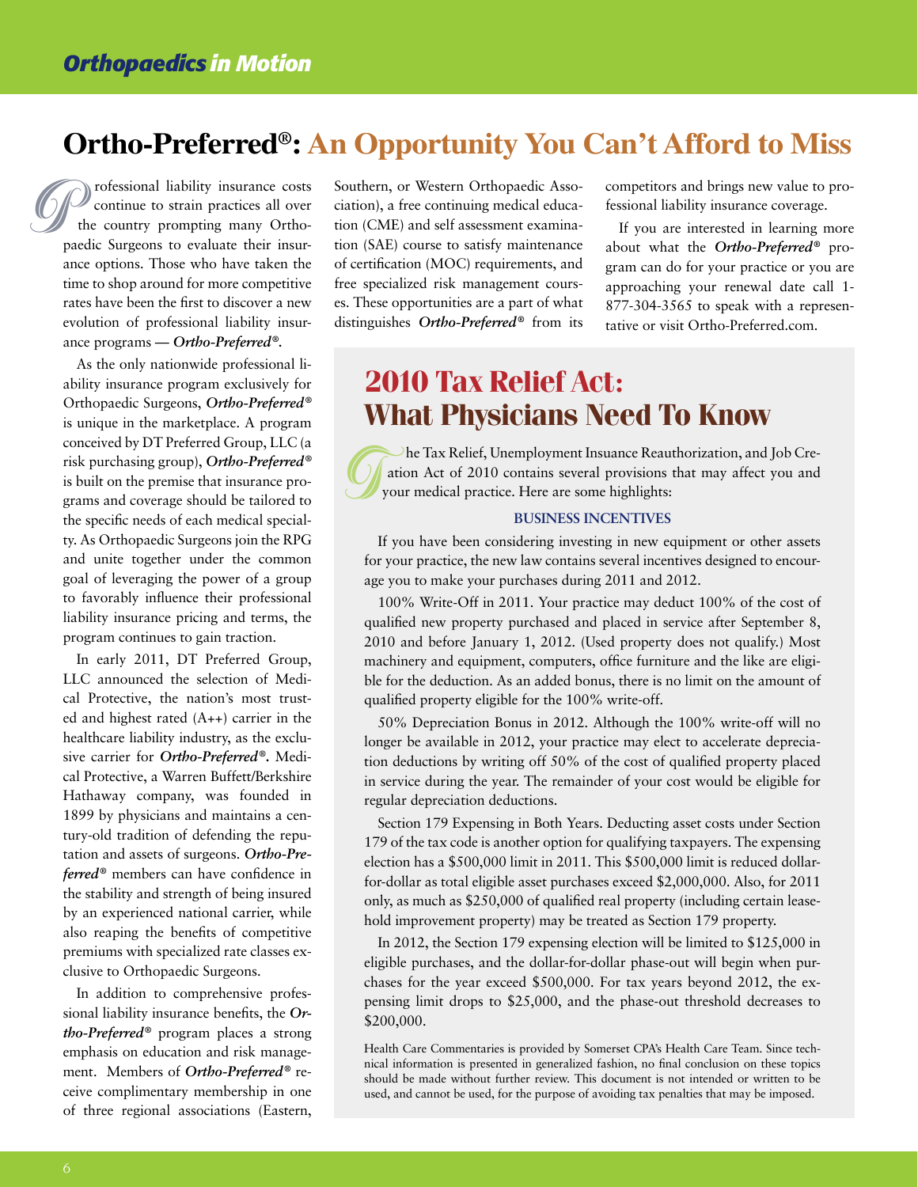# Ortho-Preferred®: An Opportunity You Can't Afford to Miss

Professional liability insurance costs continue to strain practices all over the country prompting many Orthopaedic Surgeons to evaluate their insurance options. Those who have taken the time to shop around for more competitive rates have been the first to discover a new evolution of professional liability insurance programs — ***Ortho-Preferred®***.

As the only nationwide professional liability insurance program exclusively for Orthopaedic Surgeons, ***Ortho-Preferred®*** is unique in the marketplace. A program conceived by DT Preferred Group, LLC (a risk purchasing group), ***Ortho-Preferred®*** is built on the premise that insurance programs and coverage should be tailored to the specific needs of each medical specialty. As Orthopaedic Surgeons join the RPG and unite together under the common goal of leveraging the power of a group to favorably influence their professional liability insurance pricing and terms, the program continues to gain traction.

In early 2011, DT Preferred Group, LLC announced the selection of Medical Protective, the nation's most trusted and highest rated (A++) carrier in the healthcare liability industry, as the exclusive carrier for ***Ortho-Preferred®***. Medical Protective, a Warren Buffett/Berkshire Hathaway company, was founded in 1899 by physicians and maintains a century-old tradition of defending the reputation and assets of surgeons. ***Ortho-Preferred®*** members can have confidence in the stability and strength of being insured by an experienced national carrier, while also reaping the benefits of competitive premiums with specialized rate classes exclusive to Orthopaedic Surgeons.

In addition to comprehensive professional liability insurance benefits, the ***Ortho-Preferred®*** program places a strong emphasis on education and risk management. Members of ***Ortho-Preferred®*** receive complimentary membership in one of three regional associations (Eastern, Southern, or Western Orthopaedic Association), a free continuing medical education (CME) and self assessment examination (SAE) course to satisfy maintenance of certification (MOC) requirements, and free specialized risk management courses. These opportunities are a part of what distinguishes ***Ortho-Preferred®*** from its competitors and brings new value to professional liability insurance coverage.

If you are interested in learning more about what the ***Ortho-Preferred®*** program can do for your practice or you are approaching your renewal date call 1-877-304-3565 to speak with a representative or visit Ortho-Preferred.com.

## 2010 Tax Relief Act: What Physicians Need To Know

The Tax Relief, Unemployment Insurance Reauthorization, and Job Creation Act of 2010 contains several provisions that may affect you and your medical practice. Here are some highlights:

### BUSINESS INCENTIVES

If you have been considering investing in new equipment or other assets for your practice, the new law contains several incentives designed to encourage you to make your purchases during 2011 and 2012.

100% Write-Off in 2011. Your practice may deduct 100% of the cost of qualified new property purchased and placed in service after September 8, 2010 and before January 1, 2012. (Used property does not qualify.) Most machinery and equipment, computers, office furniture and the like are eligible for the deduction. As an added bonus, there is no limit on the amount of qualified property eligible for the 100% write-off.

50% Depreciation Bonus in 2012. Although the 100% write-off will no longer be available in 2012, your practice may elect to accelerate depreciation deductions by writing off 50% of the cost of qualified property placed in service during the year. The remainder of your cost would be eligible for regular depreciation deductions.

Section 179 Expensing in Both Years. Deducting asset costs under Section 179 of the tax code is another option for qualifying taxpayers. The expensing election has a $500,000 limit in 2011. This $500,000 limit is reduced dollar-for-dollar as total eligible asset purchases exceed $2,000,000. Also, for 2011 only, as much as $250,000 of qualified real property (including certain leasehold improvement property) may be treated as Section 179 property.

In 2012, the Section 179 expensing election will be limited to $125,000 in eligible purchases, and the dollar-for-dollar phase-out will begin when purchases for the year exceed $500,000. For tax years beyond 2012, the expensing limit drops to $25,000, and the phase-out threshold decreases to $200,000.

Health Care Commentaries is provided by Somerset CPA's Health Care Team. Since technical information is presented in generalized fashion, no final conclusion on these topics should be made without further review. This document is not intended or written to be used, and cannot be used, for the purpose of avoiding tax penalties that may be imposed.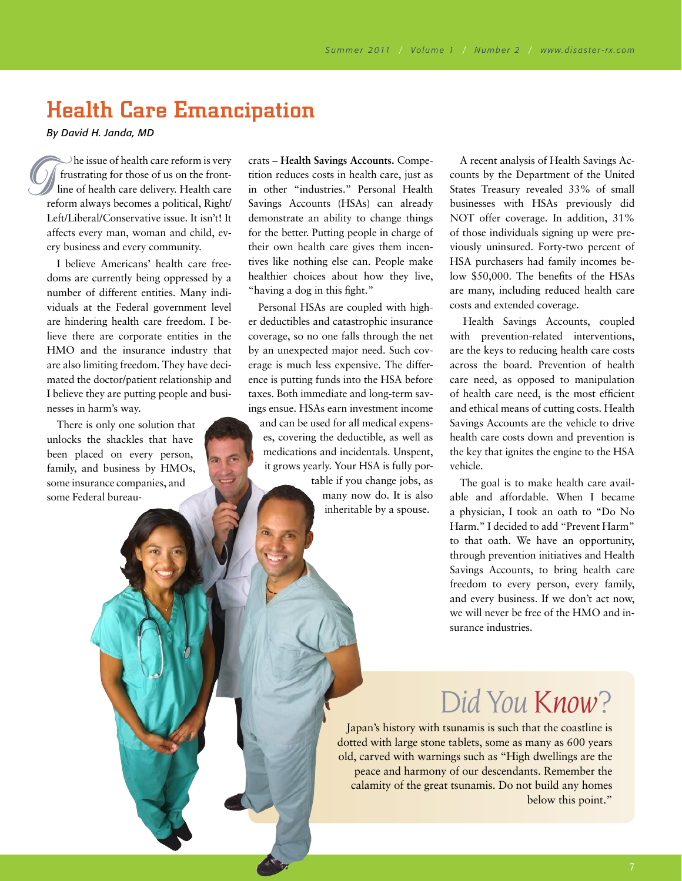# Health Care Emancipation

*By David H. Janda, MD*

The issue of health care reform is very frustrating for those of us on the front-line of health care delivery. Health care reform always becomes a political, Right/Left/Liberal/Conservative issue. It isn't! It affects every man, woman and child, every business and every community.

I believe Americans' health care freedoms are currently being oppressed by a number of different entities. Many individuals at the Federal government level are hindering health care freedom. I believe there are corporate entities in the HMO and the insurance industry that are also limiting freedom. They have decimated the doctor/patient relationship and I believe they are putting people and businesses in harm's way.

There is only one solution that unlocks the shackles that have been placed on every person, family, and business by HMOs, some insurance companies, and some Federal bureaucrats – **Health Savings Accounts.** Competition reduces costs in health care, just as in other "industries." Personal Health Savings Accounts (HSAs) can already demonstrate an ability to change things for the better. Putting people in charge of their own health care gives them incentives like nothing else can. People make healthier choices about how they live, "having a dog in this fight."

Personal HSAs are coupled with higher deductibles and catastrophic insurance coverage, so no one falls through the net by an unexpected major need. Such coverage is much less expensive. The difference is putting funds into the HSA before taxes. Both immediate and long-term savings ensue. HSAs earn investment income and can be used for all medical expenses, covering the deductible, as well as medications and incidentals. Unspent, it grows yearly. Your HSA is fully portable if you change jobs, as many now do. It is also inheritable by a spouse.

A recent analysis of Health Savings Accounts by the Department of the United States Treasury revealed 33% of small businesses with HSAs previously did NOT offer coverage. In addition, 31% of those individuals signing up were previously uninsured. Forty-two percent of HSA purchasers had family incomes below $50,000. The benefits of the HSAs are many, including reduced health care costs and extended coverage.

Health Savings Accounts, coupled with prevention-related interventions, are the keys to reducing health care costs across the board. Prevention of health care need, as opposed to manipulation of health care need, is the most efficient and ethical means of cutting costs. Health Savings Accounts are the vehicle to drive health care costs down and prevention is the key that ignites the engine to the HSA vehicle.

The goal is to make health care available and affordable. When I became a physician, I took an oath to "Do No Harm." I decided to add "Prevent Harm" to that oath. We have an opportunity, through prevention initiatives and Health Savings Accounts, to bring health care freedom to every person, every family, and every business. If we don't act now, we will never be free of the HMO and insurance industries.

## Did You Know?

Japan's history with tsunamis is such that the coastline is dotted with large stone tablets, some as many as 600 years old, carved with warnings such as "High dwellings are the peace and harmony of our descendants. Remember the calamity of the great tsunamis. Do not build any homes below this point."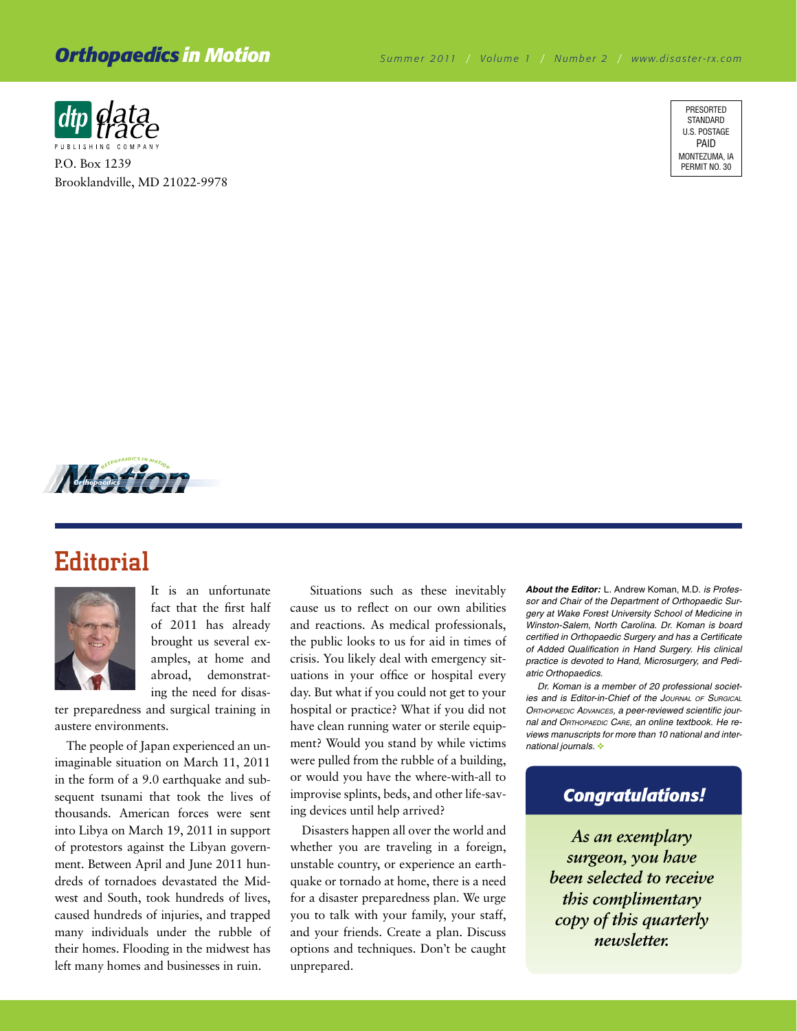*Orthopaedics in Motion*

data trace PUBLISHING COMPANY

P.O. Box 1239
Brooklandville, MD 21022-9978

PRESORTED STANDARD
U.S. POSTAGE
PAID
MONTEZUMA, IA
PERMIT NO. 30

# Editorial

It is an unfortunate fact that the first half of 2011 has already brought us several examples, at home and abroad, demonstrating the need for disaster preparedness and surgical training in austere environments.

The people of Japan experienced an unimaginable situation on March 11, 2011 in the form of a 9.0 earthquake and subsequent tsunami that took the lives of thousands. American forces were sent into Libya on March 19, 2011 in support of protestors against the Libyan government. Between April and June 2011 hundreds of tornadoes devastated the Midwest and South, took hundreds of lives, caused hundreds of injuries, and trapped many individuals under the rubble of their homes. Flooding in the midwest has left many homes and businesses in ruin.

Situations such as these inevitably cause us to reflect on our own abilities and reactions. As medical professionals, the public looks to us for aid in times of crisis. You likely deal with emergency situations in your office or hospital every day. But what if you could not get to your hospital or practice? What if you did not have clean running water or sterile equipment? Would you stand by while victims were pulled from the rubble of a building, or would you have the where-with-all to improvise splints, beds, and other life-saving devices until help arrived?

Disasters happen all over the world and whether you are traveling in a foreign, unstable country, or experience an earthquake or tornado at home, there is a need for a disaster preparedness plan. We urge you to talk with your family, your staff, and your friends. Create a plan. Discuss options and techniques. Don't be caught unprepared.

***About the Editor:*** *L. Andrew Koman, M.D. is Professor and Chair of the Department of Orthopaedic Surgery at Wake Forest University School of Medicine in Winston-Salem, North Carolina. Dr. Koman is board certified in Orthopaedic Surgery and has a Certificate of Added Qualification in Hand Surgery. His clinical practice is devoted to Hand, Microsurgery, and Pediatric Orthopaedics.*

*Dr. Koman is a member of 20 professional societies and is Editor-in-Chief of the Journal of Surgical Orthopaedic Advances, a peer-reviewed scientific journal and Orthopaedic Care, an online textbook. He reviews manuscripts for more than 10 national and international journals.*

## Congratulations!

*As an exemplary surgeon, you have been selected to receive this complimentary copy of this quarterly newsletter.*